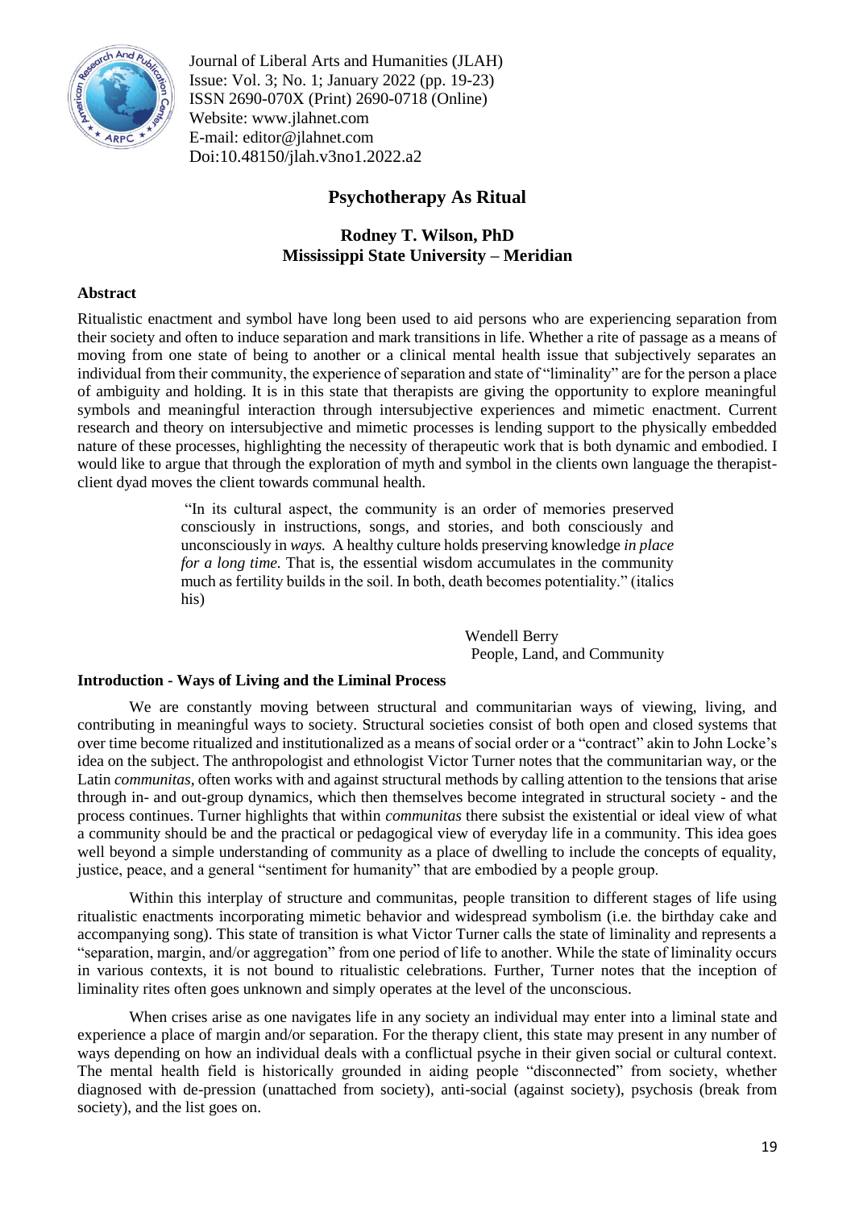# Psychotherapy As Ritual

**Rodney T. Wilson, PhD**
**Mississippi State University – Meridian**

## Abstract

Ritualistic enactment and symbol have long been used to aid persons who are experiencing separation from their society and often to induce separation and mark transitions in life. Whether a rite of passage as a means of moving from one state of being to another or a clinical mental health issue that subjectively separates an individual from their community, the experience of separation and state of "liminality" are for the person a place of ambiguity and holding. It is in this state that therapists are giving the opportunity to explore meaningful symbols and meaningful interaction through intersubjective experiences and mimetic enactment. Current research and theory on intersubjective and mimetic processes is lending support to the physically embedded nature of these processes, highlighting the necessity of therapeutic work that is both dynamic and embodied. I would like to argue that through the exploration of myth and symbol in the clients own language the therapist-client dyad moves the client towards communal health.

> "In its cultural aspect, the community is an order of memories preserved consciously in instructions, songs, and stories, and both consciously and unconsciously in *ways.* A healthy culture holds preserving knowledge *in place for a long time.* That is, the essential wisdom accumulates in the community much as fertility builds in the soil. In both, death becomes potentiality." (italics his)
>
> Wendell Berry
> People, Land, and Community

## Introduction - Ways of Living and the Liminal Process

We are constantly moving between structural and communitarian ways of viewing, living, and contributing in meaningful ways to society. Structural societies consist of both open and closed systems that over time become ritualized and institutionalized as a means of social order or a "contract" akin to John Locke's idea on the subject. The anthropologist and ethnologist Victor Turner notes that the communitarian way, or the Latin *communitas*, often works with and against structural methods by calling attention to the tensions that arise through in- and out-group dynamics, which then themselves become integrated in structural society - and the process continues. Turner highlights that within *communitas* there subsist the existential or ideal view of what a community should be and the practical or pedagogical view of everyday life in a community. This idea goes well beyond a simple understanding of community as a place of dwelling to include the concepts of equality, justice, peace, and a general "sentiment for humanity" that are embodied by a people group.

Within this interplay of structure and communitas, people transition to different stages of life using ritualistic enactments incorporating mimetic behavior and widespread symbolism (i.e. the birthday cake and accompanying song). This state of transition is what Victor Turner calls the state of liminality and represents a "separation, margin, and/or aggregation" from one period of life to another. While the state of liminality occurs in various contexts, it is not bound to ritualistic celebrations. Further, Turner notes that the inception of liminality rites often goes unknown and simply operates at the level of the unconscious.

When crises arise as one navigates life in any society an individual may enter into a liminal state and experience a place of margin and/or separation. For the therapy client, this state may present in any number of ways depending on how an individual deals with a conflictual psyche in their given social or cultural context. The mental health field is historically grounded in aiding people "disconnected" from society, whether diagnosed with de-pression (unattached from society), anti-social (against society), psychosis (break from society), and the list goes on.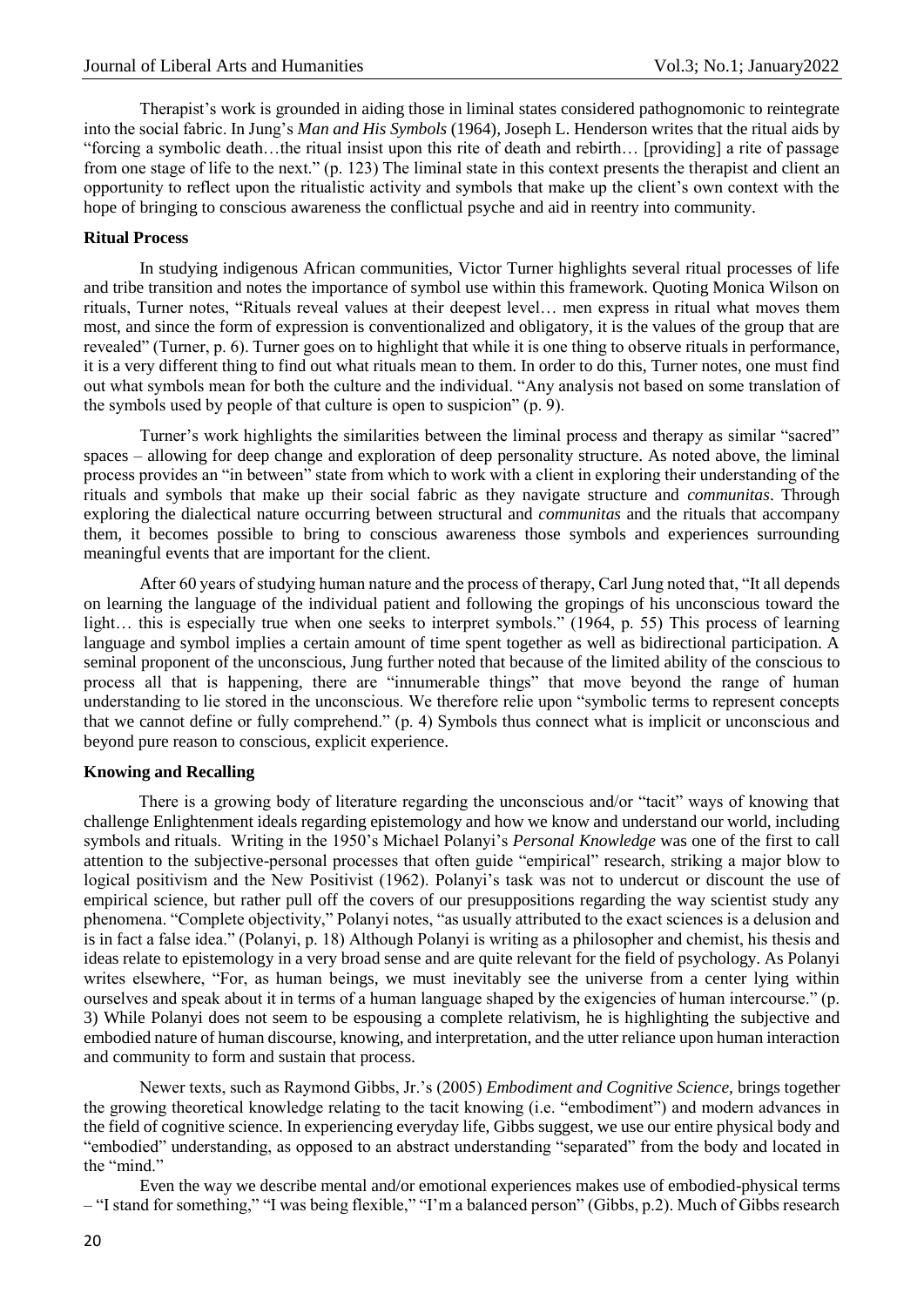Therapist's work is grounded in aiding those in liminal states considered pathognomonic to reintegrate into the social fabric. In Jung's *Man and His Symbols* (1964), Joseph L. Henderson writes that the ritual aids by "forcing a symbolic death…the ritual insist upon this rite of death and rebirth… [providing] a rite of passage from one stage of life to the next." (p. 123) The liminal state in this context presents the therapist and client an opportunity to reflect upon the ritualistic activity and symbols that make up the client's own context with the hope of bringing to conscious awareness the conflictual psyche and aid in reentry into community.

**Ritual Process**

In studying indigenous African communities, Victor Turner highlights several ritual processes of life and tribe transition and notes the importance of symbol use within this framework. Quoting Monica Wilson on rituals, Turner notes, "Rituals reveal values at their deepest level… men express in ritual what moves them most, and since the form of expression is conventionalized and obligatory, it is the values of the group that are revealed" (Turner, p. 6). Turner goes on to highlight that while it is one thing to observe rituals in performance, it is a very different thing to find out what rituals mean to them. In order to do this, Turner notes, one must find out what symbols mean for both the culture and the individual. "Any analysis not based on some translation of the symbols used by people of that culture is open to suspicion" (p. 9).

Turner's work highlights the similarities between the liminal process and therapy as similar "sacred" spaces – allowing for deep change and exploration of deep personality structure. As noted above, the liminal process provides an "in between" state from which to work with a client in exploring their understanding of the rituals and symbols that make up their social fabric as they navigate structure and *communitas*. Through exploring the dialectical nature occurring between structural and *communitas* and the rituals that accompany them, it becomes possible to bring to conscious awareness those symbols and experiences surrounding meaningful events that are important for the client.

After 60 years of studying human nature and the process of therapy, Carl Jung noted that, "It all depends on learning the language of the individual patient and following the gropings of his unconscious toward the light… this is especially true when one seeks to interpret symbols." (1964, p. 55) This process of learning language and symbol implies a certain amount of time spent together as well as bidirectional participation. A seminal proponent of the unconscious, Jung further noted that because of the limited ability of the conscious to process all that is happening, there are "innumerable things" that move beyond the range of human understanding to lie stored in the unconscious. We therefore relie upon "symbolic terms to represent concepts that we cannot define or fully comprehend." (p. 4) Symbols thus connect what is implicit or unconscious and beyond pure reason to conscious, explicit experience.

**Knowing and Recalling**

There is a growing body of literature regarding the unconscious and/or "tacit" ways of knowing that challenge Enlightenment ideals regarding epistemology and how we know and understand our world, including symbols and rituals. Writing in the 1950's Michael Polanyi's *Personal Knowledge* was one of the first to call attention to the subjective-personal processes that often guide "empirical" research, striking a major blow to logical positivism and the New Positivist (1962). Polanyi's task was not to undercut or discount the use of empirical science, but rather pull off the covers of our presuppositions regarding the way scientist study any phenomena. "Complete objectivity," Polanyi notes, "as usually attributed to the exact sciences is a delusion and is in fact a false idea." (Polanyi, p. 18) Although Polanyi is writing as a philosopher and chemist, his thesis and ideas relate to epistemology in a very broad sense and are quite relevant for the field of psychology. As Polanyi writes elsewhere, "For, as human beings, we must inevitably see the universe from a center lying within ourselves and speak about it in terms of a human language shaped by the exigencies of human intercourse." (p. 3) While Polanyi does not seem to be espousing a complete relativism, he is highlighting the subjective and embodied nature of human discourse, knowing, and interpretation, and the utter reliance upon human interaction and community to form and sustain that process.

Newer texts, such as Raymond Gibbs, Jr.'s (2005) *Embodiment and Cognitive Science,* brings together the growing theoretical knowledge relating to the tacit knowing (i.e. "embodiment") and modern advances in the field of cognitive science. In experiencing everyday life, Gibbs suggest, we use our entire physical body and "embodied" understanding, as opposed to an abstract understanding "separated" from the body and located in the "mind."

Even the way we describe mental and/or emotional experiences makes use of embodied-physical terms – "I stand for something," "I was being flexible," "I'm a balanced person" (Gibbs, p.2). Much of Gibbs research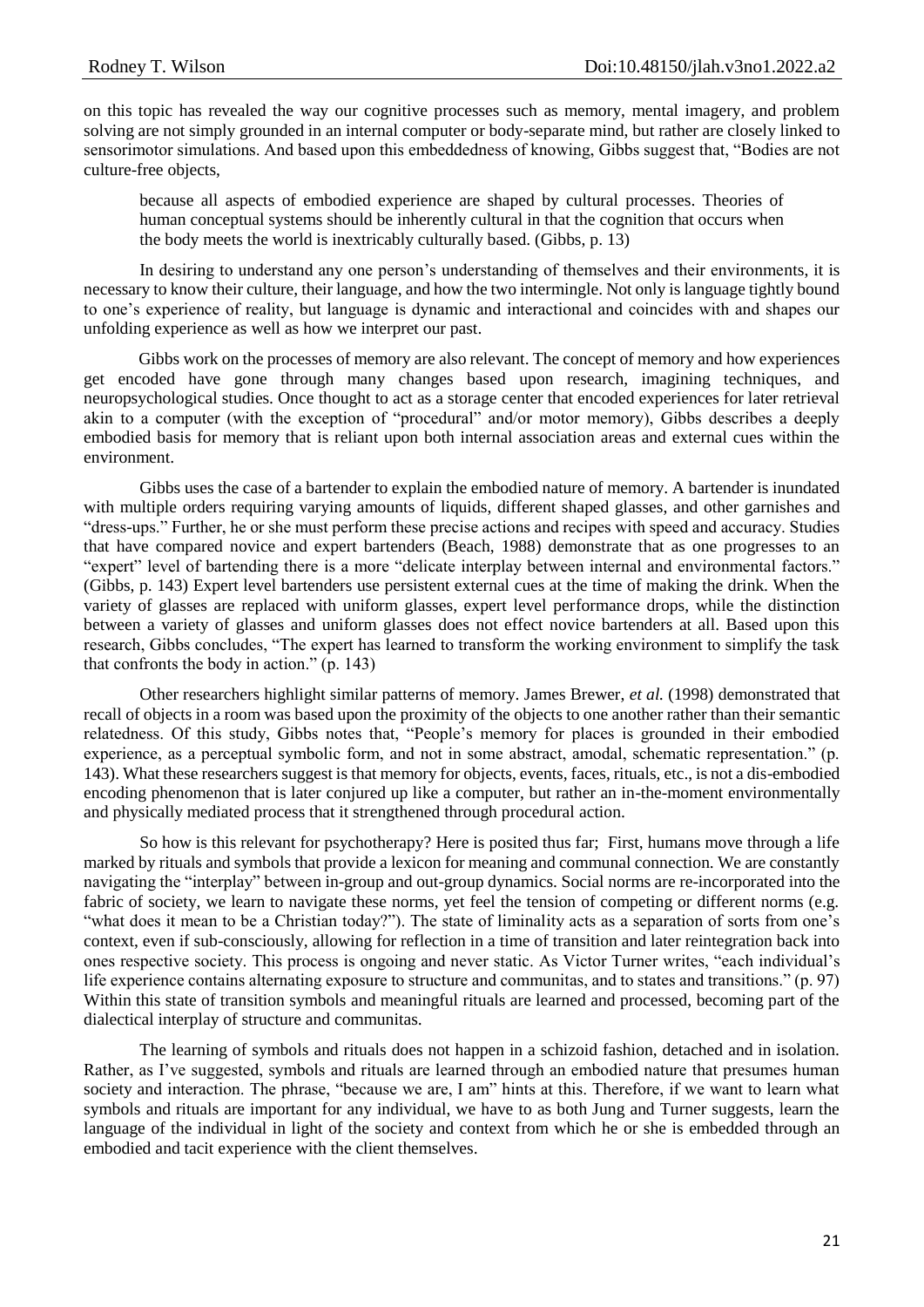on this topic has revealed the way our cognitive processes such as memory, mental imagery, and problem solving are not simply grounded in an internal computer or body-separate mind, but rather are closely linked to sensorimotor simulations. And based upon this embeddedness of knowing, Gibbs suggest that, "Bodies are not culture-free objects,

> because all aspects of embodied experience are shaped by cultural processes. Theories of human conceptual systems should be inherently cultural in that the cognition that occurs when the body meets the world is inextricably culturally based. (Gibbs, p. 13)

In desiring to understand any one person's understanding of themselves and their environments, it is necessary to know their culture, their language, and how the two intermingle. Not only is language tightly bound to one's experience of reality, but language is dynamic and interactional and coincides with and shapes our unfolding experience as well as how we interpret our past.

Gibbs work on the processes of memory are also relevant. The concept of memory and how experiences get encoded have gone through many changes based upon research, imagining techniques, and neuropsychological studies. Once thought to act as a storage center that encoded experiences for later retrieval akin to a computer (with the exception of "procedural" and/or motor memory), Gibbs describes a deeply embodied basis for memory that is reliant upon both internal association areas and external cues within the environment.

Gibbs uses the case of a bartender to explain the embodied nature of memory. A bartender is inundated with multiple orders requiring varying amounts of liquids, different shaped glasses, and other garnishes and "dress-ups." Further, he or she must perform these precise actions and recipes with speed and accuracy. Studies that have compared novice and expert bartenders (Beach, 1988) demonstrate that as one progresses to an "expert" level of bartending there is a more "delicate interplay between internal and environmental factors." (Gibbs, p. 143) Expert level bartenders use persistent external cues at the time of making the drink. When the variety of glasses are replaced with uniform glasses, expert level performance drops, while the distinction between a variety of glasses and uniform glasses does not effect novice bartenders at all. Based upon this research, Gibbs concludes, "The expert has learned to transform the working environment to simplify the task that confronts the body in action." (p. 143)

Other researchers highlight similar patterns of memory. James Brewer, *et al.* (1998) demonstrated that recall of objects in a room was based upon the proximity of the objects to one another rather than their semantic relatedness. Of this study, Gibbs notes that, "People's memory for places is grounded in their embodied experience, as a perceptual symbolic form, and not in some abstract, amodal, schematic representation." (p. 143). What these researchers suggest is that memory for objects, events, faces, rituals, etc., is not a dis-embodied encoding phenomenon that is later conjured up like a computer, but rather an in-the-moment environmentally and physically mediated process that it strengthened through procedural action.

So how is this relevant for psychotherapy? Here is posited thus far; First, humans move through a life marked by rituals and symbols that provide a lexicon for meaning and communal connection. We are constantly navigating the "interplay" between in-group and out-group dynamics. Social norms are re-incorporated into the fabric of society, we learn to navigate these norms, yet feel the tension of competing or different norms (e.g. "what does it mean to be a Christian today?"). The state of liminality acts as a separation of sorts from one's context, even if sub-consciously, allowing for reflection in a time of transition and later reintegration back into ones respective society. This process is ongoing and never static. As Victor Turner writes, "each individual's life experience contains alternating exposure to structure and communitas, and to states and transitions." (p. 97) Within this state of transition symbols and meaningful rituals are learned and processed, becoming part of the dialectical interplay of structure and communitas.

The learning of symbols and rituals does not happen in a schizoid fashion, detached and in isolation. Rather, as I've suggested, symbols and rituals are learned through an embodied nature that presumes human society and interaction. The phrase, "because we are, I am" hints at this. Therefore, if we want to learn what symbols and rituals are important for any individual, we have to as both Jung and Turner suggests, learn the language of the individual in light of the society and context from which he or she is embedded through an embodied and tacit experience with the client themselves.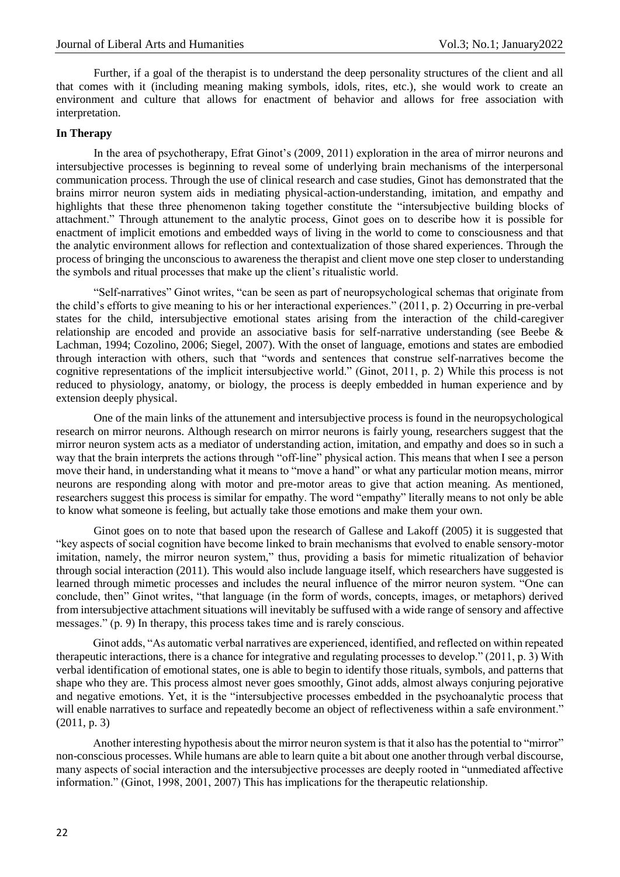Further, if a goal of the therapist is to understand the deep personality structures of the client and all that comes with it (including meaning making symbols, idols, rites, etc.), she would work to create an environment and culture that allows for enactment of behavior and allows for free association with interpretation.

**In Therapy**

In the area of psychotherapy, Efrat Ginot's (2009, 2011) exploration in the area of mirror neurons and intersubjective processes is beginning to reveal some of underlying brain mechanisms of the interpersonal communication process. Through the use of clinical research and case studies, Ginot has demonstrated that the brains mirror neuron system aids in mediating physical-action-understanding, imitation, and empathy and highlights that these three phenomenon taking together constitute the "intersubjective building blocks of attachment." Through attunement to the analytic process, Ginot goes on to describe how it is possible for enactment of implicit emotions and embedded ways of living in the world to come to consciousness and that the analytic environment allows for reflection and contextualization of those shared experiences. Through the process of bringing the unconscious to awareness the therapist and client move one step closer to understanding the symbols and ritual processes that make up the client's ritualistic world.

"Self-narratives" Ginot writes, "can be seen as part of neuropsychological schemas that originate from the child's efforts to give meaning to his or her interactional experiences." (2011, p. 2) Occurring in pre-verbal states for the child, intersubjective emotional states arising from the interaction of the child-caregiver relationship are encoded and provide an associative basis for self-narrative understanding (see Beebe & Lachman, 1994; Cozolino, 2006; Siegel, 2007). With the onset of language, emotions and states are embodied through interaction with others, such that "words and sentences that construe self-narratives become the cognitive representations of the implicit intersubjective world." (Ginot, 2011, p. 2) While this process is not reduced to physiology, anatomy, or biology, the process is deeply embedded in human experience and by extension deeply physical.

One of the main links of the attunement and intersubjective process is found in the neuropsychological research on mirror neurons. Although research on mirror neurons is fairly young, researchers suggest that the mirror neuron system acts as a mediator of understanding action, imitation, and empathy and does so in such a way that the brain interprets the actions through "off-line" physical action. This means that when I see a person move their hand, in understanding what it means to "move a hand" or what any particular motion means, mirror neurons are responding along with motor and pre-motor areas to give that action meaning. As mentioned, researchers suggest this process is similar for empathy. The word "empathy" literally means to not only be able to know what someone is feeling, but actually take those emotions and make them your own.

Ginot goes on to note that based upon the research of Gallese and Lakoff (2005) it is suggested that "key aspects of social cognition have become linked to brain mechanisms that evolved to enable sensory-motor imitation, namely, the mirror neuron system," thus, providing a basis for mimetic ritualization of behavior through social interaction (2011). This would also include language itself, which researchers have suggested is learned through mimetic processes and includes the neural influence of the mirror neuron system. "One can conclude, then" Ginot writes, "that language (in the form of words, concepts, images, or metaphors) derived from intersubjective attachment situations will inevitably be suffused with a wide range of sensory and affective messages." (p. 9) In therapy, this process takes time and is rarely conscious.

Ginot adds, "As automatic verbal narratives are experienced, identified, and reflected on within repeated therapeutic interactions, there is a chance for integrative and regulating processes to develop." (2011, p. 3) With verbal identification of emotional states, one is able to begin to identify those rituals, symbols, and patterns that shape who they are. This process almost never goes smoothly, Ginot adds, almost always conjuring pejorative and negative emotions. Yet, it is the "intersubjective processes embedded in the psychoanalytic process that will enable narratives to surface and repeatedly become an object of reflectiveness within a safe environment." (2011, p. 3)

Another interesting hypothesis about the mirror neuron system is that it also has the potential to "mirror" non-conscious processes. While humans are able to learn quite a bit about one another through verbal discourse, many aspects of social interaction and the intersubjective processes are deeply rooted in "unmediated affective information." (Ginot, 1998, 2001, 2007) This has implications for the therapeutic relationship.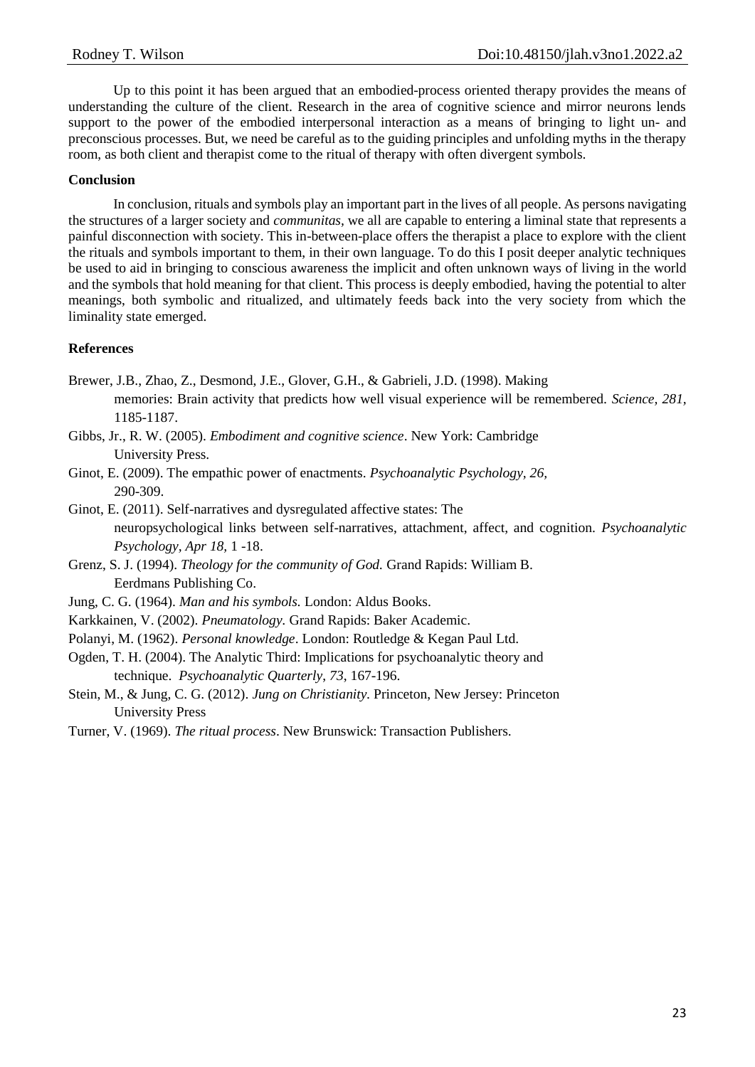Up to this point it has been argued that an embodied-process oriented therapy provides the means of understanding the culture of the client. Research in the area of cognitive science and mirror neurons lends support to the power of the embodied interpersonal interaction as a means of bringing to light un- and preconscious processes. But, we need be careful as to the guiding principles and unfolding myths in the therapy room, as both client and therapist come to the ritual of therapy with often divergent symbols.

## Conclusion

In conclusion, rituals and symbols play an important part in the lives of all people. As persons navigating the structures of a larger society and *communitas*, we all are capable to entering a liminal state that represents a painful disconnection with society. This in-between-place offers the therapist a place to explore with the client the rituals and symbols important to them, in their own language. To do this I posit deeper analytic techniques be used to aid in bringing to conscious awareness the implicit and often unknown ways of living in the world and the symbols that hold meaning for that client. This process is deeply embodied, having the potential to alter meanings, both symbolic and ritualized, and ultimately feeds back into the very society from which the liminality state emerged.

## References

Brewer, J.B., Zhao, Z., Desmond, J.E., Glover, G.H., & Gabrieli, J.D. (1998). Making memories: Brain activity that predicts how well visual experience will be remembered. *Science, 281*, 1185-1187.

Gibbs, Jr., R. W. (2005). *Embodiment and cognitive science*. New York: Cambridge University Press.

Ginot, E. (2009). The empathic power of enactments. *Psychoanalytic Psychology, 26*, 290-309.

Ginot, E. (2011). Self-narratives and dysregulated affective states: The neuropsychological links between self-narratives, attachment, affect, and cognition. *Psychoanalytic Psychology, Apr 18*, 1 -18.

Grenz, S. J. (1994). *Theology for the community of God.* Grand Rapids: William B. Eerdmans Publishing Co.

Jung, C. G. (1964). *Man and his symbols.* London: Aldus Books.

Karkkainen, V. (2002). *Pneumatology.* Grand Rapids: Baker Academic.

Polanyi, M. (1962). *Personal knowledge*. London: Routledge & Kegan Paul Ltd.

Ogden, T. H. (2004). The Analytic Third: Implications for psychoanalytic theory and technique. *Psychoanalytic Quarterly*, *73*, 167-196.

Stein, M., & Jung, C. G. (2012). *Jung on Christianity.* Princeton, New Jersey: Princeton University Press

Turner, V. (1969). *The ritual process*. New Brunswick: Transaction Publishers.